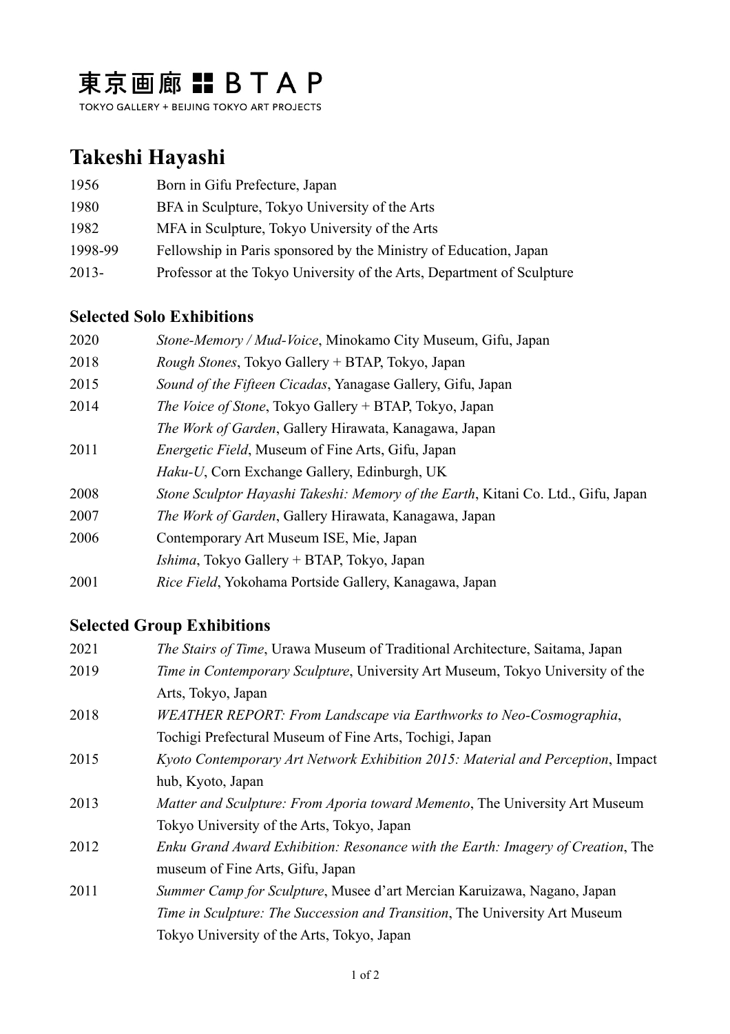東京画廊 BTAP

TOKYO GALLERY + BEIJING TOKYO ART PROJECTS

# Takeshi Hayashi

1956 Born in Gifu Prefecture, Japan

1980 BFA in Sculpture, Tokyo University of the Arts

1982 MFA in Sculpture, Tokyo University of the Arts

1998-99 Fellowship in Paris sponsored by the Ministry of Education, Japan

2013- Professor at the Tokyo University of the Arts, Department of Sculpture

## Selected Solo Exhibitions

2020 *Stone-Memory / Mud-Voice*, Minokamo City Museum, Gifu, Japan

2018 *Rough Stones*, Tokyo Gallery + BTAP, Tokyo, Japan

2015 *Sound of the Fifteen Cicadas*, Yanagase Gallery, Gifu, Japan

2014 *The Voice of Stone*, Tokyo Gallery + BTAP, Tokyo, Japan

*The Work of Garden*, Gallery Hirawata, Kanagawa, Japan

2011 *Energetic Field*, Museum of Fine Arts, Gifu, Japan

*Haku-U*, Corn Exchange Gallery, Edinburgh, UK

2008 *Stone Sculptor Hayashi Takeshi: Memory of the Earth*, Kitani Co. Ltd., Gifu, Japan

2007 *The Work of Garden*, Gallery Hirawata, Kanagawa, Japan

2006 Contemporary Art Museum ISE, Mie, Japan

*Ishima*, Tokyo Gallery + BTAP, Tokyo, Japan

2001 *Rice Field*, Yokohama Portside Gallery, Kanagawa, Japan

## Selected Group Exhibitions

2021 *The Stairs of Time*, Urawa Museum of Traditional Architecture, Saitama, Japan

2019 *Time in Contemporary Sculpture*, University Art Museum, Tokyo University of the Arts, Tokyo, Japan

2018 *WEATHER REPORT: From Landscape via Earthworks to Neo-Cosmographia*, Tochigi Prefectural Museum of Fine Arts, Tochigi, Japan

2015 *Kyoto Contemporary Art Network Exhibition 2015: Material and Perception*, Impact hub, Kyoto, Japan

2013 *Matter and Sculpture: From Aporia toward Memento*, The University Art Museum Tokyo University of the Arts, Tokyo, Japan

2012 *Enku Grand Award Exhibition: Resonance with the Earth: Imagery of Creation*, The museum of Fine Arts, Gifu, Japan

2011 *Summer Camp for Sculpture*, Musee d'art Mercian Karuizawa, Nagano, Japan

*Time in Sculpture: The Succession and Transition*, The University Art Museum Tokyo University of the Arts, Tokyo, Japan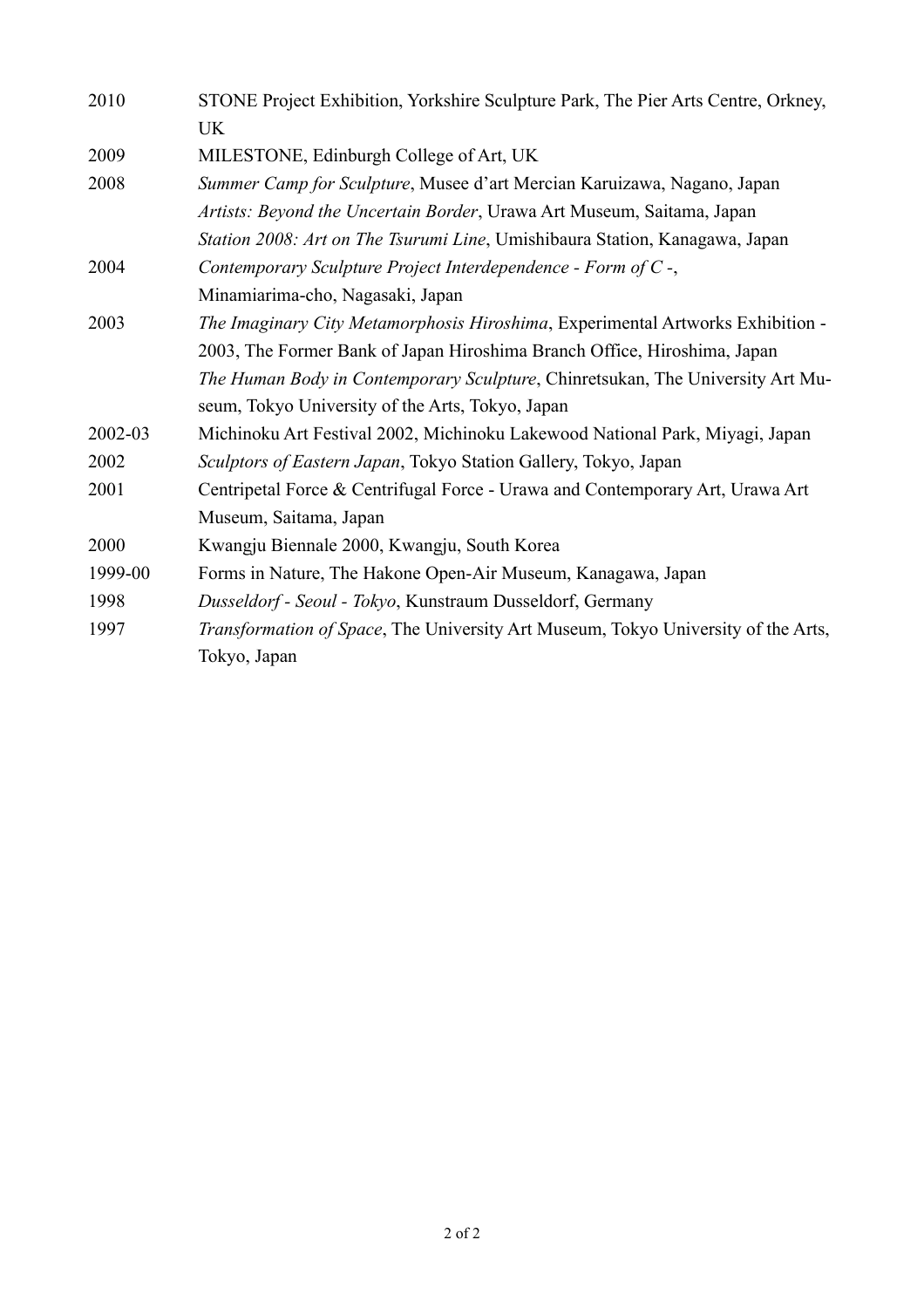| | |
|---|---|
| 2010 | STONE Project Exhibition, Yorkshire Sculpture Park, The Pier Arts Centre, Orkney, UK |
| 2009 | MILESTONE, Edinburgh College of Art, UK |
| 2008 | *Summer Camp for Sculpture*, Musee d'art Mercian Karuizawa, Nagano, Japan |
| | *Artists: Beyond the Uncertain Border*, Urawa Art Museum, Saitama, Japan |
| | *Station 2008: Art on The Tsurumi Line*, Umishibaura Station, Kanagawa, Japan |
| 2004 | *Contemporary Sculpture Project Interdependence - Form of C -*, Minamiarima-cho, Nagasaki, Japan |
| 2003 | *The Imaginary City Metamorphosis Hiroshima*, Experimental Artworks Exhibition - 2003, The Former Bank of Japan Hiroshima Branch Office, Hiroshima, Japan |
| | *The Human Body in Contemporary Sculpture*, Chinretsukan, The University Art Museum, Tokyo University of the Arts, Tokyo, Japan |
| 2002-03 | Michinoku Art Festival 2002, Michinoku Lakewood National Park, Miyagi, Japan |
| 2002 | *Sculptors of Eastern Japan*, Tokyo Station Gallery, Tokyo, Japan |
| 2001 | Centripetal Force & Centrifugal Force - Urawa and Contemporary Art, Urawa Art Museum, Saitama, Japan |
| 2000 | Kwangju Biennale 2000, Kwangju, South Korea |
| 1999-00 | Forms in Nature, The Hakone Open-Air Museum, Kanagawa, Japan |
| 1998 | *Dusseldorf - Seoul - Tokyo*, Kunstraum Dusseldorf, Germany |
| 1997 | *Transformation of Space*, The University Art Museum, Tokyo University of the Arts, Tokyo, Japan |